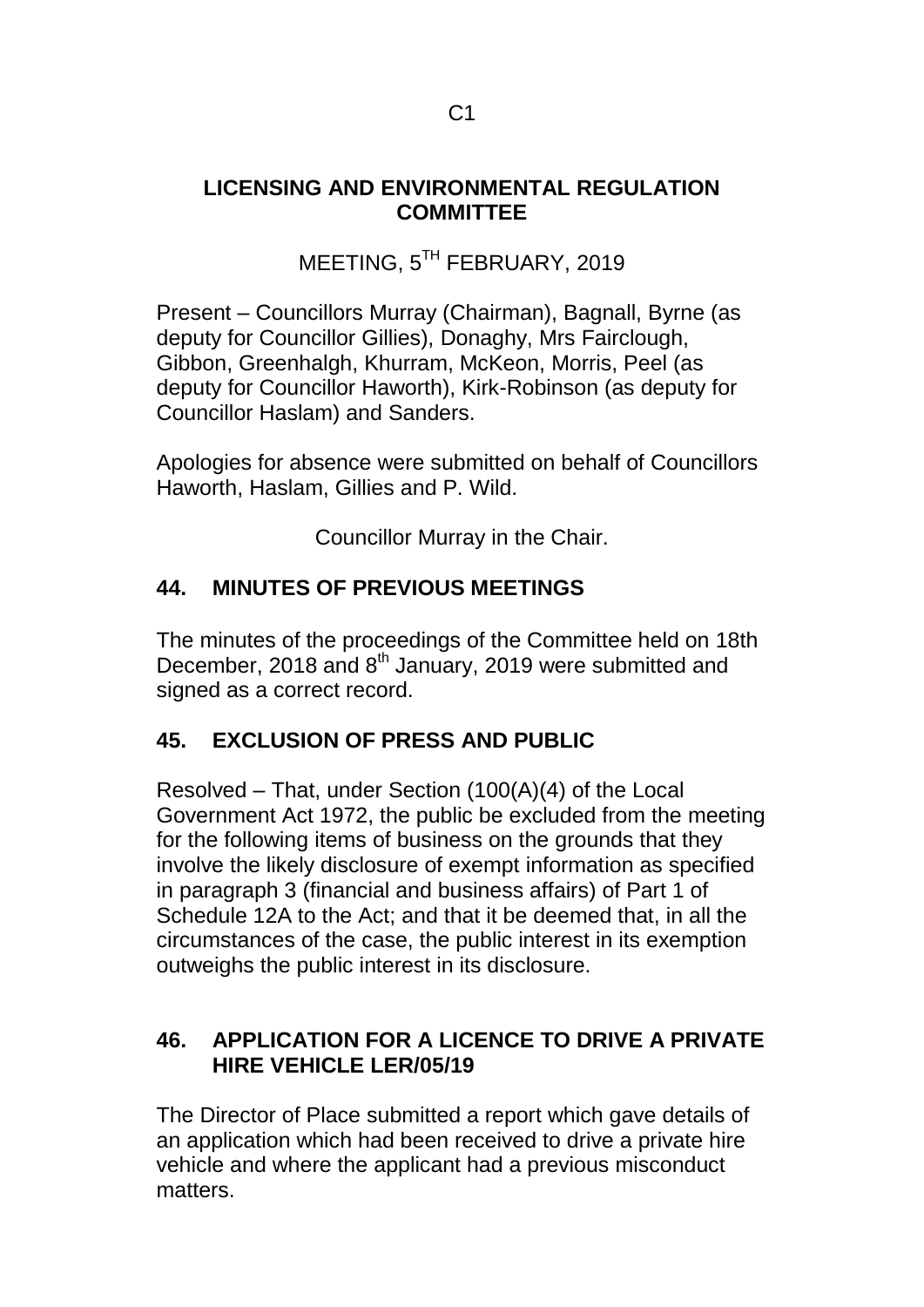C1

# LICENSING AND ENVIRONMENTAL REGULATION COMMITTEE

MEETING, 5TH FEBRUARY, 2019

Present – Councillors Murray (Chairman), Bagnall, Byrne (as deputy for Councillor Gillies), Donaghy, Mrs Fairclough, Gibbon, Greenhalgh, Khurram, McKeon, Morris, Peel (as deputy for Councillor Haworth), Kirk-Robinson (as deputy for Councillor Haslam) and Sanders.

Apologies for absence were submitted on behalf of Councillors Haworth, Haslam, Gillies and P. Wild.

Councillor Murray in the Chair.

## 44. MINUTES OF PREVIOUS MEETINGS

The minutes of the proceedings of the Committee held on 18th December, 2018 and 8th January, 2019 were submitted and signed as a correct record.

## 45. EXCLUSION OF PRESS AND PUBLIC

Resolved – That, under Section (100(A)(4) of the Local Government Act 1972, the public be excluded from the meeting for the following items of business on the grounds that they involve the likely disclosure of exempt information as specified in paragraph 3 (financial and business affairs) of Part 1 of Schedule 12A to the Act; and that it be deemed that, in all the circumstances of the case, the public interest in its exemption outweighs the public interest in its disclosure.

## 46. APPLICATION FOR A LICENCE TO DRIVE A PRIVATE HIRE VEHICLE LER/05/19

The Director of Place submitted a report which gave details of an application which had been received to drive a private hire vehicle and where the applicant had a previous misconduct matters.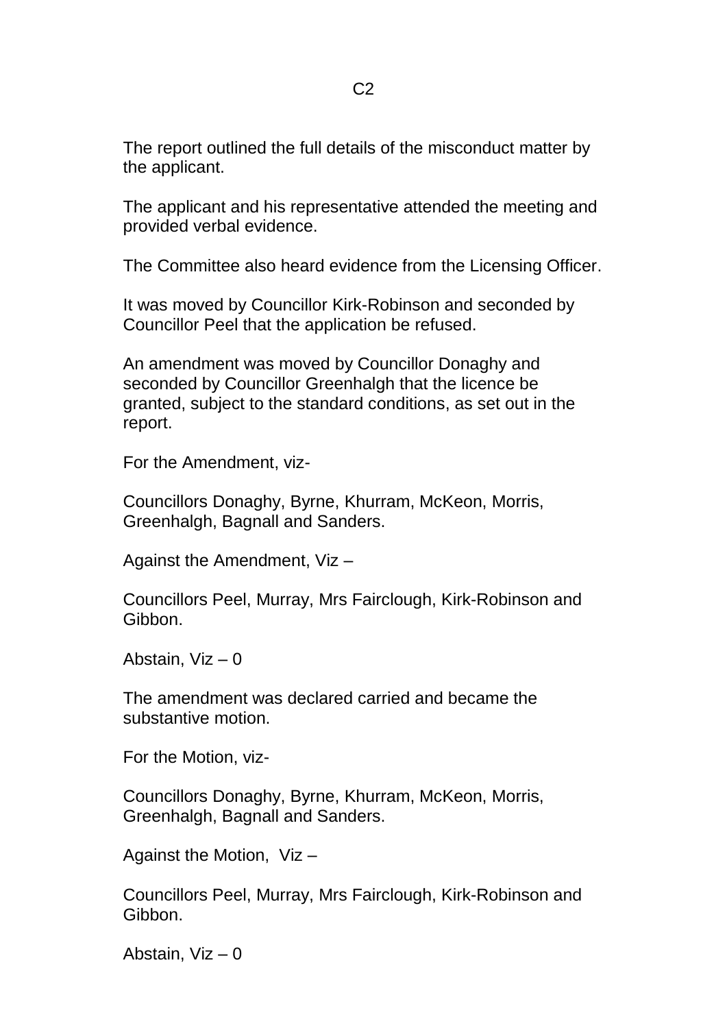C2

The report outlined the full details of the misconduct matter by the applicant.

The applicant and his representative attended the meeting and provided verbal evidence.

The Committee also heard evidence from the Licensing Officer.

It was moved by Councillor Kirk-Robinson and seconded by Councillor Peel that the application be refused.

An amendment was moved by Councillor Donaghy and seconded by Councillor Greenhalgh that the licence be granted, subject to the standard conditions, as set out in the report.

For the Amendment, viz-

Councillors Donaghy, Byrne, Khurram, McKeon, Morris, Greenhalgh, Bagnall and Sanders.

Against the Amendment, Viz –

Councillors Peel, Murray, Mrs Fairclough, Kirk-Robinson and Gibbon.

Abstain, Viz – 0

The amendment was declared carried and became the substantive motion.

For the Motion, viz-

Councillors Donaghy, Byrne, Khurram, McKeon, Morris, Greenhalgh, Bagnall and Sanders.

Against the Motion, Viz –

Councillors Peel, Murray, Mrs Fairclough, Kirk-Robinson and Gibbon.

Abstain, Viz – 0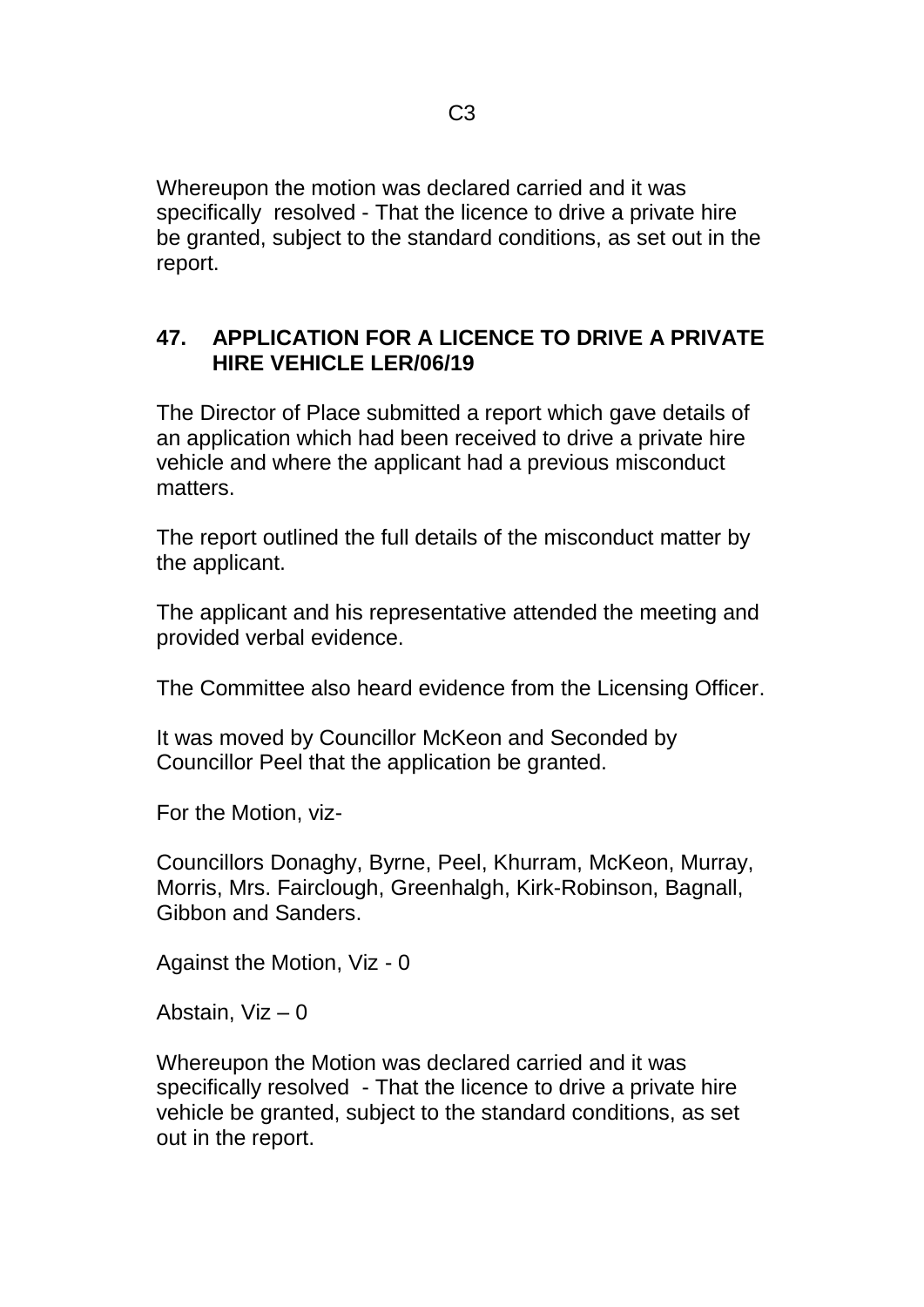Whereupon the motion was declared carried and it was specifically resolved - That the licence to drive a private hire be granted, subject to the standard conditions, as set out in the report.

## 47. APPLICATION FOR A LICENCE TO DRIVE A PRIVATE HIRE VEHICLE LER/06/19

The Director of Place submitted a report which gave details of an application which had been received to drive a private hire vehicle and where the applicant had a previous misconduct matters.

The report outlined the full details of the misconduct matter by the applicant.

The applicant and his representative attended the meeting and provided verbal evidence.

The Committee also heard evidence from the Licensing Officer.

It was moved by Councillor McKeon and Seconded by Councillor Peel that the application be granted.

For the Motion, viz-

Councillors Donaghy, Byrne, Peel, Khurram, McKeon, Murray, Morris, Mrs. Fairclough, Greenhalgh, Kirk-Robinson, Bagnall, Gibbon and Sanders.

Against the Motion, Viz - 0

Abstain, Viz – 0

Whereupon the Motion was declared carried and it was specifically resolved - That the licence to drive a private hire vehicle be granted, subject to the standard conditions, as set out in the report.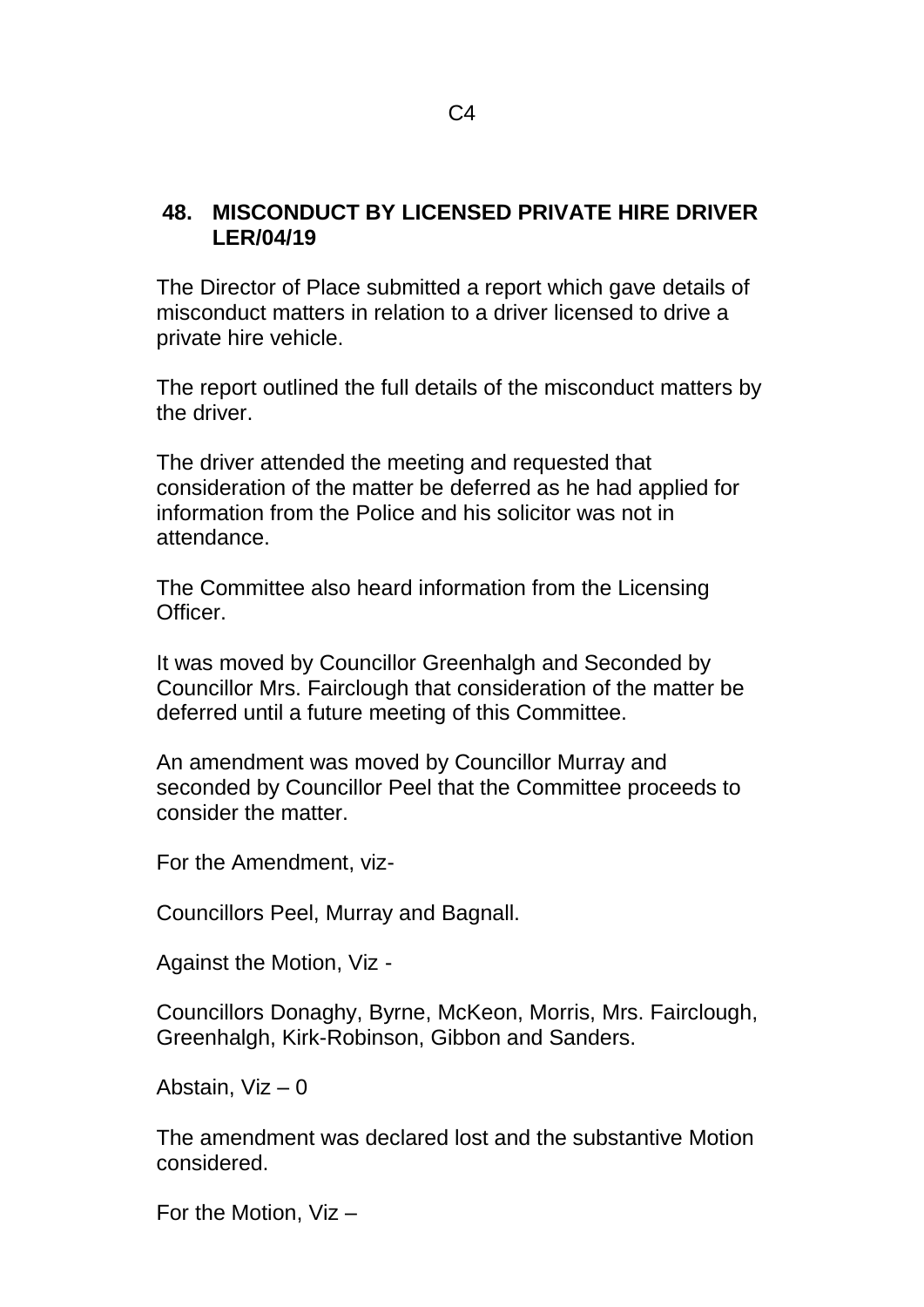## 48. MISCONDUCT BY LICENSED PRIVATE HIRE DRIVER LER/04/19

The Director of Place submitted a report which gave details of misconduct matters in relation to a driver licensed to drive a private hire vehicle.

The report outlined the full details of the misconduct matters by the driver.

The driver attended the meeting and requested that consideration of the matter be deferred as he had applied for information from the Police and his solicitor was not in attendance.

The Committee also heard information from the Licensing Officer.

It was moved by Councillor Greenhalgh and Seconded by Councillor Mrs. Fairclough that consideration of the matter be deferred until a future meeting of this Committee.

An amendment was moved by Councillor Murray and seconded by Councillor Peel that the Committee proceeds to consider the matter.

For the Amendment, viz-

Councillors Peel, Murray and Bagnall.

Against the Motion, Viz -

Councillors Donaghy, Byrne, McKeon, Morris, Mrs. Fairclough, Greenhalgh, Kirk-Robinson, Gibbon and Sanders.

Abstain, Viz – 0

The amendment was declared lost and the substantive Motion considered.

For the Motion, Viz –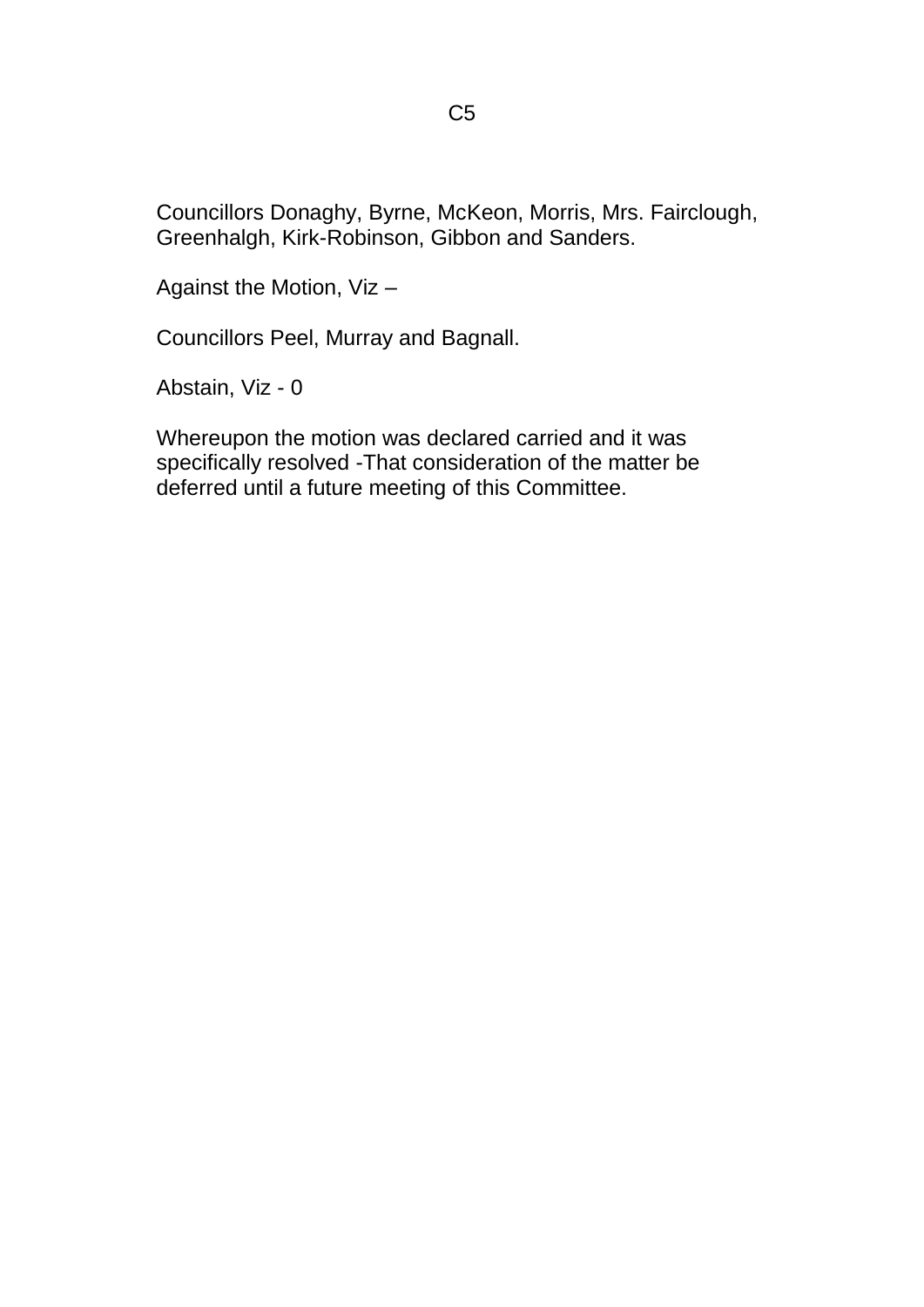Councillors Donaghy, Byrne, McKeon, Morris, Mrs. Fairclough, Greenhalgh, Kirk-Robinson, Gibbon and Sanders.

Against the Motion, Viz –

Councillors Peel, Murray and Bagnall.

Abstain, Viz - 0

Whereupon the motion was declared carried and it was specifically resolved -That consideration of the matter be deferred until a future meeting of this Committee.